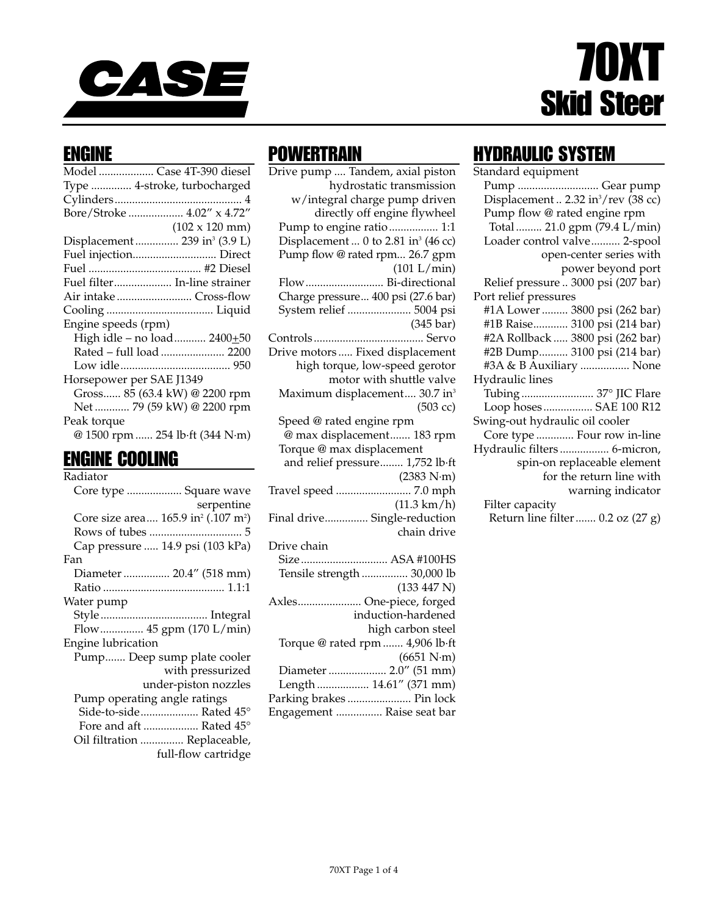# CASE

# 70XT Skid Steer

## ENGINE

Model ................... Case 4T-390 diesel
Type .............. 4-stroke, turbocharged
Cylinders ............................................ 4
Bore/Stroke ................... 4.02" x 4.72" (102 x 120 mm)
Displacement ............... 239 in³ (3.9 L)
Fuel injection............................. Direct
Fuel ....................................... #2 Diesel
Fuel filter.................... In-line strainer
Air intake .......................... Cross-flow
Cooling ..................................... Liquid
Engine speeds (rpm)
- High idle – no load........... 2400±50
- Rated – full load ...................... 2200
- Low idle...................................... 950

Horsepower per SAE J1349
- Gross...... 85 (63.4 kW) @ 2200 rpm
- Net ............ 79 (59 kW) @ 2200 rpm

Peak torque
- @ 1500 rpm ...... 254 lb·ft (344 N·m)

## ENGINE COOLING

Radiator
- Core type ................... Square wave serpentine
- Core size area.... 165.9 in² (.107 m²)
- Rows of tubes ................................ 5
- Cap pressure ..... 14.9 psi (103 kPa)

Fan
- Diameter ................ 20.4" (518 mm)
- Ratio .......................................... 1.1:1

Water pump
- Style ..................................... Integral
- Flow............... 45 gpm (170 L/min)

Engine lubrication
- Pump....... Deep sump plate cooler with pressurized under-piston nozzles
- Pump operating angle ratings
  - Side-to-side.................... Rated 45°
  - Fore and aft ................... Rated 45°
- Oil filtration ............... Replaceable, full-flow cartridge

## POWERTRAIN

Drive pump .... Tandem, axial piston hydrostatic transmission w/integral charge pump driven directly off engine flywheel
- Pump to engine ratio................. 1:1
- Displacement ... 0 to 2.81 in³ (46 cc)
- Pump flow @ rated rpm... 26.7 gpm (101 L/min)
- Flow........................... Bi-directional
- Charge pressure... 400 psi (27.6 bar)
- System relief ...................... 5004 psi (345 bar)

Controls ...................................... Servo
Drive motors ..... Fixed displacement high torque, low-speed gerotor motor with shuttle valve
- Maximum displacement.... 30.7 in³ (503 cc)
- Speed @ rated engine rpm @ max displacement....... 183 rpm
- Torque @ max displacement and relief pressure........ 1,752 lb·ft (2383 N·m)

Travel speed .......................... 7.0 mph (11.3 km/h)
Final drive............... Single-reduction chain drive
Drive chain
- Size.............................. ASA #100HS
- Tensile strength ................ 30,000 lb (133 447 N)

Axles...................... One-piece, forged induction-hardened high carbon steel
- Torque @ rated rpm ....... 4,906 lb·ft (6651 N·m)
- Diameter .................... 2.0" (51 mm)
- Length .................. 14.61" (371 mm)

Parking brakes ...................... Pin lock
Engagement ................ Raise seat bar

## HYDRAULIC SYSTEM

Standard equipment
- Pump ............................ Gear pump
- Displacement .. 2.32 in³/rev (38 cc)
- Pump flow @ rated engine rpm
  - Total ......... 21.0 gpm (79.4 L/min)
- Loader control valve.......... 2-spool open-center series with power beyond port
- Relief pressure .. 3000 psi (207 bar)

Port relief pressures
- #1A Lower ......... 3800 psi (262 bar)
- #1B Raise............ 3100 psi (214 bar)
- #2A Rollback ..... 3800 psi (262 bar)
- #2B Dump.......... 3100 psi (214 bar)
- #3A & B Auxiliary ................. None

Hydraulic lines
- Tubing ......................... 37° JIC Flare
- Loop hoses ................. SAE 100 R12

Swing-out hydraulic oil cooler
- Core type ............. Four row in-line

Hydraulic filters ................. 6-micron, spin-on replaceable element for the return line with warning indicator
- Filter capacity
  - Return line filter ....... 0.2 oz (27 g)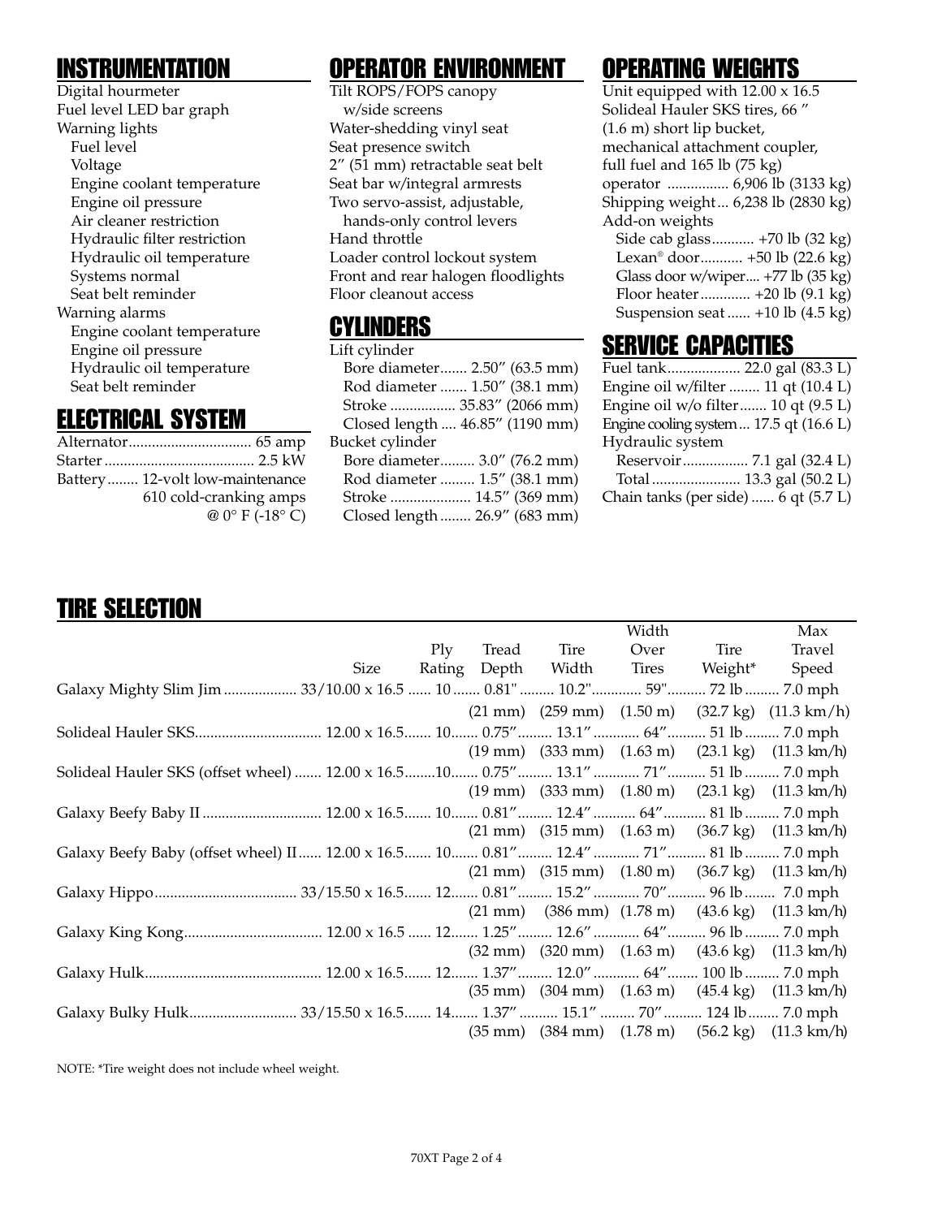## INSTRUMENTATION

Digital hourmeter
Fuel level LED bar graph
Warning lights
- Fuel level
- Voltage
- Engine coolant temperature
- Engine oil pressure
- Air cleaner restriction
- Hydraulic filter restriction
- Hydraulic oil temperature
- Systems normal
- Seat belt reminder

Warning alarms
- Engine coolant temperature
- Engine oil pressure
- Hydraulic oil temperature
- Seat belt reminder

## ELECTRICAL SYSTEM

Alternator................................ 65 amp
Starter....................................... 2.5 kW
Battery........ 12-volt low-maintenance
610 cold-cranking amps
@ 0° F (-18° C)

## OPERATOR ENVIRONMENT

Tilt ROPS/FOPS canopy
w/side screens
Water-shedding vinyl seat
Seat presence switch
2″ (51 mm) retractable seat belt
Seat bar w/integral armrests
Two servo-assist, adjustable,
hands-only control levers
Hand throttle
Loader control lockout system
Front and rear halogen floodlights
Floor cleanout access

## CYLINDERS

Lift cylinder
- Bore diameter....... 2.50″ (63.5 mm)
- Rod diameter ....... 1.50″ (38.1 mm)
- Stroke ................ 35.83″ (2066 mm)
- Closed length .... 46.85″ (1190 mm)

Bucket cylinder
- Bore diameter......... 3.0″ (76.2 mm)
- Rod diameter ......... 1.5″ (38.1 mm)
- Stroke ..................... 14.5″ (369 mm)
- Closed length ........ 26.9″ (683 mm)

## OPERATING WEIGHTS

Unit equipped with 12.00 x 16.5 Solideal Hauler SKS tires, 66 ″ (1.6 m) short lip bucket, mechanical attachment coupler, full fuel and 165 lb (75 kg) operator ................ 6,906 lb (3133 kg)
Shipping weight... 6,238 lb (2830 kg)
Add-on weights
- Side cab glass........... +70 lb (32 kg)
- Lexan® door........... +50 lb (22.6 kg)
- Glass door w/wiper.... +77 lb (35 kg)
- Floor heater............. +20 lb (9.1 kg)
- Suspension seat...... +10 lb (4.5 kg)

## SERVICE CAPACITIES

Fuel tank................... 22.0 gal (83.3 L)
Engine oil w/filter ........ 11 qt (10.4 L)
Engine oil w/o filter....... 10 qt (9.5 L)
Engine cooling system... 17.5 qt (16.6 L)
Hydraulic system
- Reservoir................. 7.1 gal (32.4 L)
- Total....................... 13.3 gal (50.2 L)

Chain tanks (per side)...... 6 qt (5.7 L)

## TIRE SELECTION

| | Size | Ply Rating | Tread Depth | Tire Width | Width Over Tires | Tire Weight* | Max Travel Speed |
|---|---|---|---|---|---|---|---|
| Galaxy Mighty Slim Jim | 33/10.00 x 16.5 | 10 | 0.81" (21 mm) | 10.2" (259 mm) | 59" (1.50 m) | 72 lb (32.7 kg) | 7.0 mph (11.3 km/h) |
| Solideal Hauler SKS | 12.00 x 16.5 | 10 | 0.75″ (19 mm) | 13.1″ (333 mm) | 64″ (1.63 m) | 51 lb (23.1 kg) | 7.0 mph (11.3 km/h) |
| Solideal Hauler SKS (offset wheel) | 12.00 x 16.5 | 10 | 0.75″ (19 mm) | 13.1″ (333 mm) | 71″ (1.80 m) | 51 lb (23.1 kg) | 7.0 mph (11.3 km/h) |
| Galaxy Beefy Baby II | 12.00 x 16.5 | 10 | 0.81″ (21 mm) | 12.4″ (315 mm) | 64″ (1.63 m) | 81 lb (36.7 kg) | 7.0 mph (11.3 km/h) |
| Galaxy Beefy Baby (offset wheel) II | 12.00 x 16.5 | 10 | 0.81″ (21 mm) | 12.4″ (315 mm) | 71″ (1.80 m) | 81 lb (36.7 kg) | 7.0 mph (11.3 km/h) |
| Galaxy Hippo | 33/15.50 x 16.5 | 12 | 0.81″ (21 mm) | 15.2″ (386 mm) | 70″ (1.78 m) | 96 lb (43.6 kg) | 7.0 mph (11.3 km/h) |
| Galaxy King Kong | 12.00 x 16.5 | 12 | 1.25″ (32 mm) | 12.6″ (320 mm) | 64″ (1.63 m) | 96 lb (43.6 kg) | 7.0 mph (11.3 km/h) |
| Galaxy Hulk | 12.00 x 16.5 | 12 | 1.37″ (35 mm) | 12.0″ (304 mm) | 64″ (1.63 m) | 100 lb (45.4 kg) | 7.0 mph (11.3 km/h) |
| Galaxy Bulky Hulk | 33/15.50 x 16.5 | 14 | 1.37″ (35 mm) | 15.1″ (384 mm) | 70″ (1.78 m) | 124 lb (56.2 kg) | 7.0 mph (11.3 km/h) |

NOTE: *Tire weight does not include wheel weight.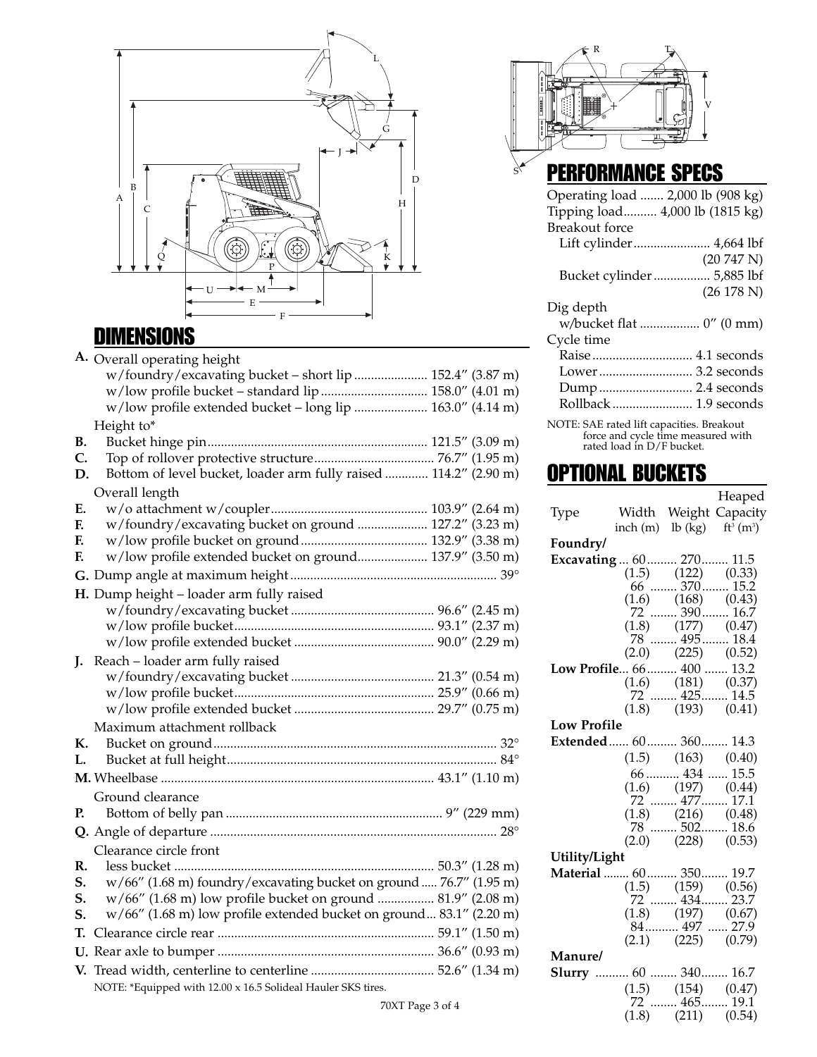## DIMENSIONS

**A.** Overall operating height
- w/foundry/excavating bucket – short lip ...................... 152.4″ (3.87 m)
- w/low profile bucket – standard lip ................................ 158.0″ (4.01 m)
- w/low profile extended bucket – long lip ...................... 163.0″ (4.14 m)

Height to*

**B.** Bucket hinge pin.................................................................. 121.5″ (3.09 m)

**C.** Top of rollover protective structure.................................... 76.7″ (1.95 m)

**D.** Bottom of level bucket, loader arm fully raised ............. 114.2″ (2.90 m)

Overall length

**E.** w/o attachment w/coupler............................................... 103.9″ (2.64 m)

**F.** w/foundry/excavating bucket on ground ..................... 127.2″ (3.23 m)

**F.** w/low profile bucket on ground...................................... 132.9″ (3.38 m)

**F.** w/low profile extended bucket on ground..................... 137.9″ (3.50 m)

**G.** Dump angle at maximum height.............................................................. 39°

**H.** Dump height – loader arm fully raised
- w/foundry/excavating bucket .......................................... 96.6″ (2.45 m)
- w/low profile bucket.......................................................... 93.1″ (2.37 m)
- w/low profile extended bucket .......................................... 90.0″ (2.29 m)

**J.** Reach – loader arm fully raised
- w/foundry/excavating bucket ........................................... 21.3″ (0.54 m)
- w/low profile bucket.......................................................... 25.9″ (0.66 m)
- w/low profile extended bucket .......................................... 29.7″ (0.75 m)

Maximum attachment rollback

**K.** Bucket on ground..................................................................................... 32°

**L.** Bucket at full height................................................................................. 84°

**M.** Wheelbase .................................................................................. 43.1″ (1.10 m)

Ground clearance

**P.** Bottom of belly pan ................................................................. 9″ (229 mm)

**Q.** Angle of departure ..................................................................................... 28°

Clearance circle front

**R.** less bucket .............................................................................. 50.3″ (1.28 m)

**S.** w/66″ (1.68 m) foundry/excavating bucket on ground ..... 76.7″ (1.95 m)

**S.** w/66″ (1.68 m) low profile bucket on ground ................. 81.9″ (2.08 m)

**S.** w/66″ (1.68 m) low profile extended bucket on ground... 83.1″ (2.20 m)

**T.** Clearance circle rear ................................................................. 59.1″ (1.50 m)

**U.** Rear axle to bumper ................................................................. 36.6″ (0.93 m)

**V.** Tread width, centerline to centerline ..................................... 52.6″ (1.34 m)

NOTE: *Equipped with 12.00 x 16.5 Solideal Hauler SKS tires.

## PERFORMANCE SPECS

Operating load ....... 2,000 lb (908 kg)

Tipping load.......... 4,000 lb (1815 kg)

Breakout force
- Lift cylinder....................... 4,664 lbf (20 747 N)
- Bucket cylinder ................. 5,885 lbf (26 178 N)

Dig depth
- w/bucket flat .................. 0″ (0 mm)

Cycle time
- Raise.............................. 4.1 seconds
- Lower ............................ 3.2 seconds
- Dump ............................ 2.4 seconds
- Rollback ........................ 1.9 seconds

NOTE: SAE rated lift capacities. Breakout force and cycle time measured with rated load in D/F bucket.

## OPTIONAL BUCKETS

| Type | Width inch (m) | Weight lb (kg) | Heaped Capacity ft³ (m³) |
|---|---|---|---|
| **Foundry/ Excavating** | 60 (1.5) | 270 (122) | 11.5 (0.33) |
| | 66 (1.6) | 370 (168) | 15.2 (0.43) |
| | 72 (1.8) | 390 (177) | 16.7 (0.47) |
| | 78 (2.0) | 495 (225) | 18.4 (0.52) |
| **Low Profile** | 66 (1.6) | 400 (181) | 13.2 (0.37) |
| | 72 (1.8) | 425 (193) | 14.5 (0.41) |
| **Low Profile Extended** | 60 (1.5) | 360 (163) | 14.3 (0.40) |
| | 66 (1.6) | 434 (197) | 15.5 (0.44) |
| | 72 (1.8) | 477 (216) | 17.1 (0.48) |
| | 78 (2.0) | 502 (228) | 18.6 (0.53) |
| **Utility/Light Material** | 60 (1.5) | 350 (159) | 19.7 (0.56) |
| | 72 (1.8) | 434 (197) | 23.7 (0.67) |
| | 84 (2.1) | 497 (225) | 27.9 (0.79) |
| **Manure/ Slurry** | 60 (1.5) | 340 (154) | 16.7 (0.47) |
| | 72 (1.8) | 465 (211) | 19.1 (0.54) |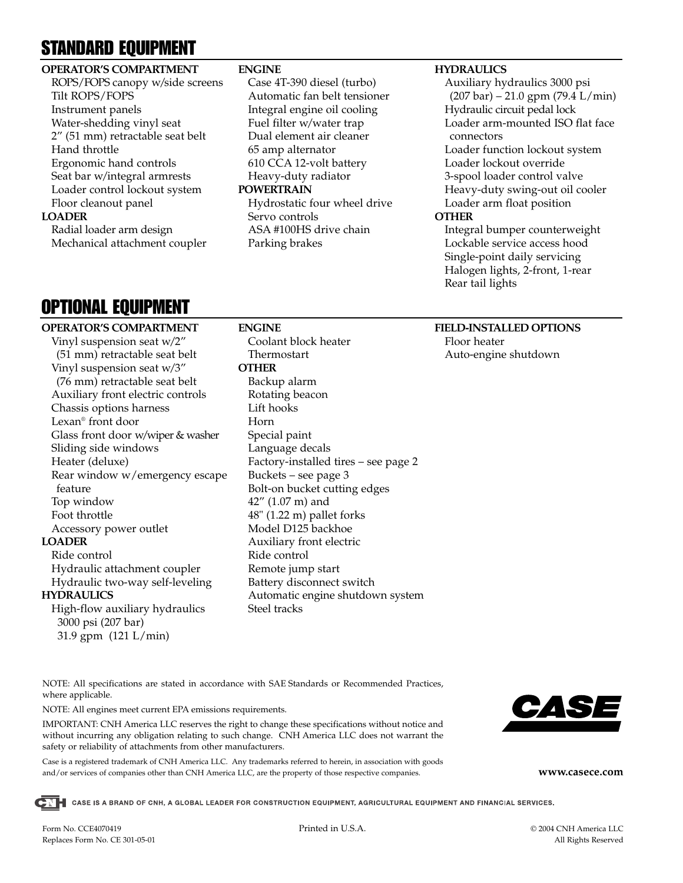# STANDARD EQUIPMENT

**OPERATOR'S COMPARTMENT**
- ROPS/FOPS canopy w/side screens
- Tilt ROPS/FOPS
- Instrument panels
- Water-shedding vinyl seat
- 2″ (51 mm) retractable seat belt
- Hand throttle
- Ergonomic hand controls
- Seat bar w/integral armrests
- Loader control lockout system
- Floor cleanout panel

**LOADER**
- Radial loader arm design
- Mechanical attachment coupler

**ENGINE**
- Case 4T-390 diesel (turbo)
- Automatic fan belt tensioner
- Integral engine oil cooling
- Fuel filter w/water trap
- Dual element air cleaner
- 65 amp alternator
- 610 CCA 12-volt battery
- Heavy-duty radiator

**POWERTRAIN**
- Hydrostatic four wheel drive
- Servo controls
- ASA #100HS drive chain
- Parking brakes

**HYDRAULICS**
- Auxiliary hydraulics 3000 psi (207 bar) – 21.0 gpm (79.4 L/min)
- Hydraulic circuit pedal lock
- Loader arm-mounted ISO flat face connectors
- Loader function lockout system
- Loader lockout override
- 3-spool loader control valve
- Heavy-duty swing-out oil cooler
- Loader arm float position

**OTHER**
- Integral bumper counterweight
- Lockable service access hood
- Single-point daily servicing
- Halogen lights, 2-front, 1-rear
- Rear tail lights

# OPTIONAL EQUIPMENT

**OPERATOR'S COMPARTMENT**
- Vinyl suspension seat w/2″ (51 mm) retractable seat belt
- Vinyl suspension seat w/3″ (76 mm) retractable seat belt
- Auxiliary front electric controls
- Chassis options harness
- Lexan® front door
- Glass front door w/wiper & washer
- Sliding side windows
- Heater (deluxe)
- Rear window w/emergency escape feature
- Top window
- Foot throttle
- Accessory power outlet

**LOADER**
- Ride control
- Hydraulic attachment coupler
- Hydraulic two-way self-leveling

**HYDRAULICS**
- High-flow auxiliary hydraulics 3000 psi (207 bar) 31.9 gpm (121 L/min)

**ENGINE**
- Coolant block heater
- Thermostart

**OTHER**
- Backup alarm
- Rotating beacon
- Lift hooks
- Horn
- Special paint
- Language decals
- Factory-installed tires – see page 2
- Buckets – see page 3
- Bolt-on bucket cutting edges
- 42″ (1.07 m) and
- 48" (1.22 m) pallet forks
- Model D125 backhoe
- Auxiliary front electric
- Ride control
- Remote jump start
- Battery disconnect switch
- Automatic engine shutdown system
- Steel tracks

**FIELD-INSTALLED OPTIONS**
- Floor heater
- Auto-engine shutdown

NOTE: All specifications are stated in accordance with SAE Standards or Recommended Practices, where applicable.

NOTE: All engines meet current EPA emissions requirements.

IMPORTANT: CNH America LLC reserves the right to change these specifications without notice and without incurring any obligation relating to such change. CNH America LLC does not warrant the safety or reliability of attachments from other manufacturers.

Case is a registered trademark of CNH America LLC. Any trademarks referred to herein, in association with goods and/or services of companies other than CNH America LLC, are the property of those respective companies.

CASE

www.casece.com

CNH CASE IS A BRAND OF CNH, A GLOBAL LEADER FOR CONSTRUCTION EQUIPMENT, AGRICULTURAL EQUIPMENT AND FINANCIAL SERVICES.

Form No. CCE4070419
Replaces Form No. CE 301-05-01

Printed in U.S.A.

© 2004 CNH America LLC
All Rights Reserved